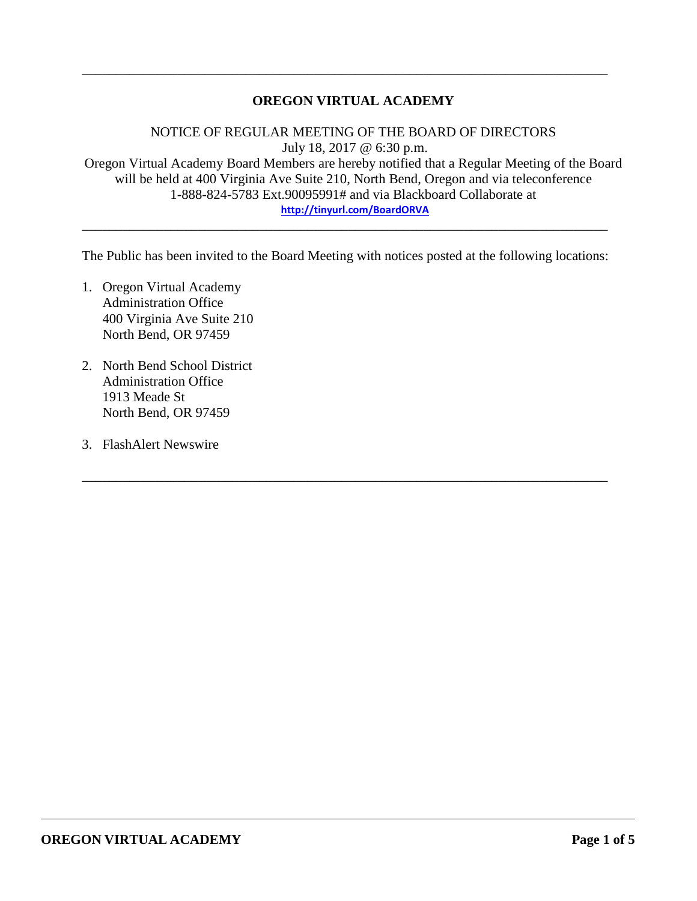---

# OREGON VIRTUAL ACADEMY

NOTICE OF REGULAR MEETING OF THE BOARD OF DIRECTORS
July 18, 2017 @ 6:30 p.m.
Oregon Virtual Academy Board Members are hereby notified that a Regular Meeting of the Board will be held at 400 Virginia Ave Suite 210, North Bend, Oregon and via teleconference 1-888-824-5783 Ext.90095991# and via Blackboard Collaborate at
**http://tinyurl.com/BoardORVA**

---

The Public has been invited to the Board Meeting with notices posted at the following locations:

1. Oregon Virtual Academy
   Administration Office
   400 Virginia Ave Suite 210
   North Bend, OR 97459

2. North Bend School District
   Administration Office
   1913 Meade St
   North Bend, OR 97459

3. FlashAlert Newswire

---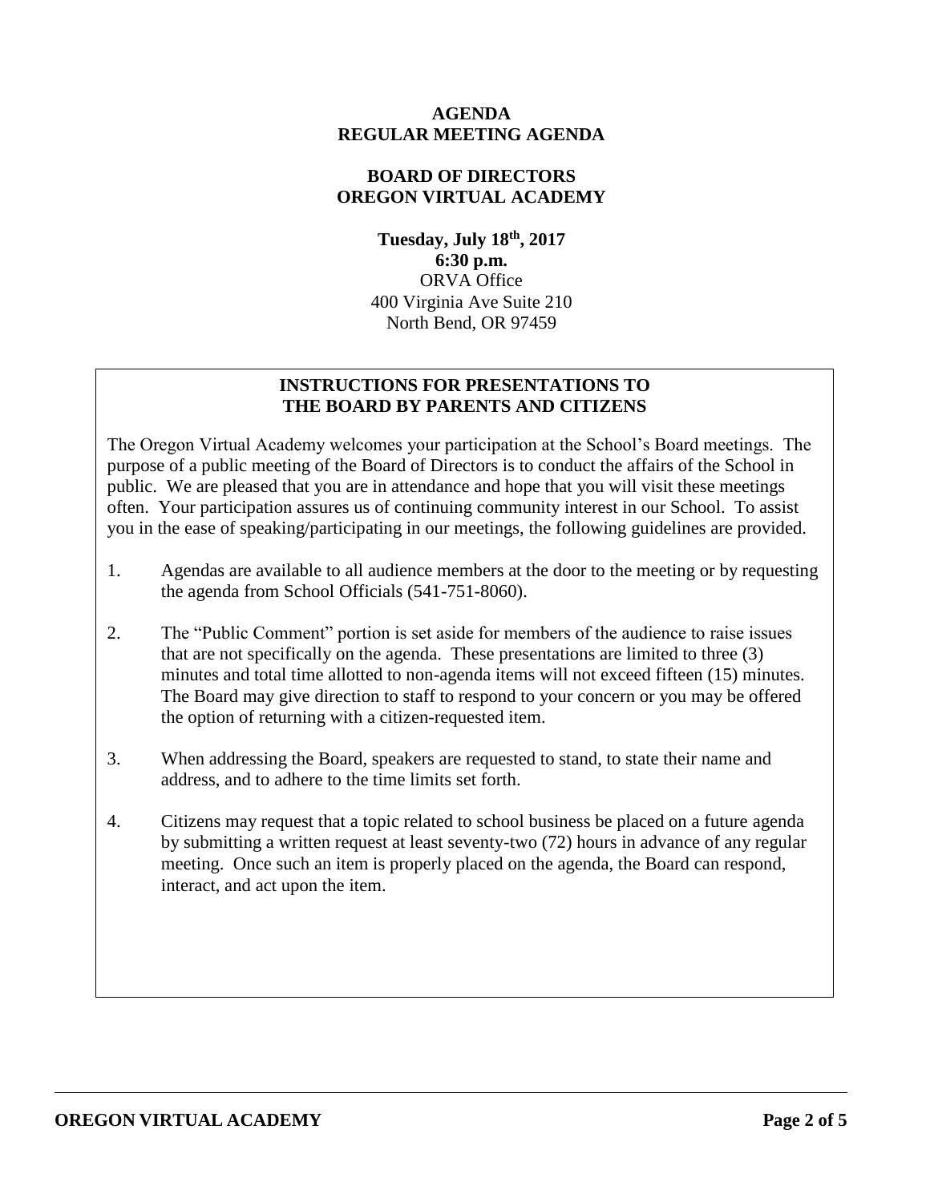**AGENDA**
**REGULAR MEETING AGENDA**

**BOARD OF DIRECTORS**
**OREGON VIRTUAL ACADEMY**

**Tuesday, July 18th, 2017**
**6:30 p.m.**
ORVA Office
400 Virginia Ave Suite 210
North Bend, OR 97459

## INSTRUCTIONS FOR PRESENTATIONS TO THE BOARD BY PARENTS AND CITIZENS

The Oregon Virtual Academy welcomes your participation at the School's Board meetings. The purpose of a public meeting of the Board of Directors is to conduct the affairs of the School in public. We are pleased that you are in attendance and hope that you will visit these meetings often. Your participation assures us of continuing community interest in our School. To assist you in the ease of speaking/participating in our meetings, the following guidelines are provided.

1. Agendas are available to all audience members at the door to the meeting or by requesting the agenda from School Officials (541-751-8060).

2. The "Public Comment" portion is set aside for members of the audience to raise issues that are not specifically on the agenda. These presentations are limited to three (3) minutes and total time allotted to non-agenda items will not exceed fifteen (15) minutes. The Board may give direction to staff to respond to your concern or you may be offered the option of returning with a citizen-requested item.

3. When addressing the Board, speakers are requested to stand, to state their name and address, and to adhere to the time limits set forth.

4. Citizens may request that a topic related to school business be placed on a future agenda by submitting a written request at least seventy-two (72) hours in advance of any regular meeting. Once such an item is properly placed on the agenda, the Board can respond, interact, and act upon the item.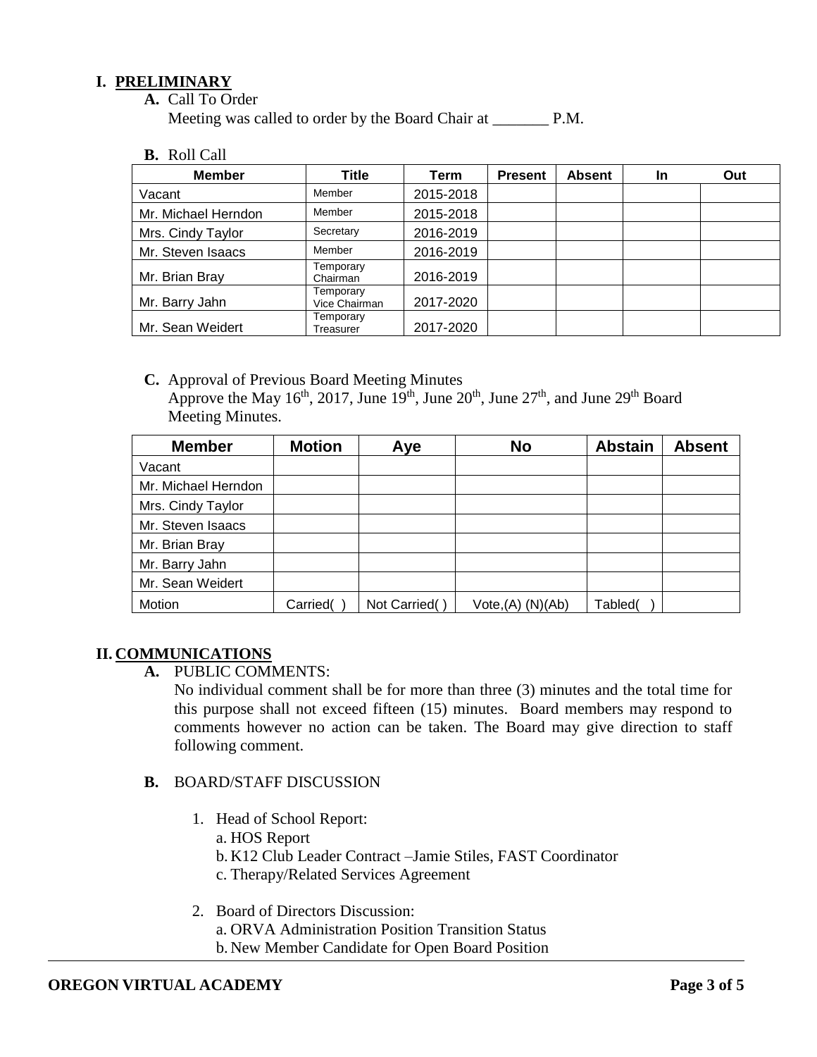## I. PRELIMINARY

**A.** Call To Order

Meeting was called to order by the Board Chair at _______ P.M.

**B.** Roll Call

| Member | Title | Term | Present | Absent | In | Out |
|---|---|---|---|---|---|---|
| Vacant | Member | 2015-2018 | | | | |
| Mr. Michael Herndon | Member | 2015-2018 | | | | |
| Mrs. Cindy Taylor | Secretary | 2016-2019 | | | | |
| Mr. Steven Isaacs | Member | 2016-2019 | | | | |
| Mr. Brian Bray | Temporary Chairman | 2016-2019 | | | | |
| Mr. Barry Jahn | Temporary Vice Chairman | 2017-2020 | | | | |
| Mr. Sean Weidert | Temporary Treasurer | 2017-2020 | | | | |

**C.** Approval of Previous Board Meeting Minutes

Approve the May 16th, 2017, June 19th, June 20th, June 27th, and June 29th Board Meeting Minutes.

| Member | Motion | Aye | No | Abstain | Absent |
|---|---|---|---|---|---|
| Vacant | | | | | |
| Mr. Michael Herndon | | | | | |
| Mrs. Cindy Taylor | | | | | |
| Mr. Steven Isaacs | | | | | |
| Mr. Brian Bray | | | | | |
| Mr. Barry Jahn | | | | | |
| Mr. Sean Weidert | | | | | |
| Motion | Carried( ) | Not Carried( ) | Vote,(A) (N)(Ab) | Tabled( ) | |

## II. COMMUNICATIONS

**A.** PUBLIC COMMENTS:

No individual comment shall be for more than three (3) minutes and the total time for this purpose shall not exceed fifteen (15) minutes. Board members may respond to comments however no action can be taken. The Board may give direction to staff following comment.

**B.** BOARD/STAFF DISCUSSION

1. Head of School Report:
   - a. HOS Report
   - b. K12 Club Leader Contract –Jamie Stiles, FAST Coordinator
   - c. Therapy/Related Services Agreement

2. Board of Directors Discussion:
   - a. ORVA Administration Position Transition Status
   - b. New Member Candidate for Open Board Position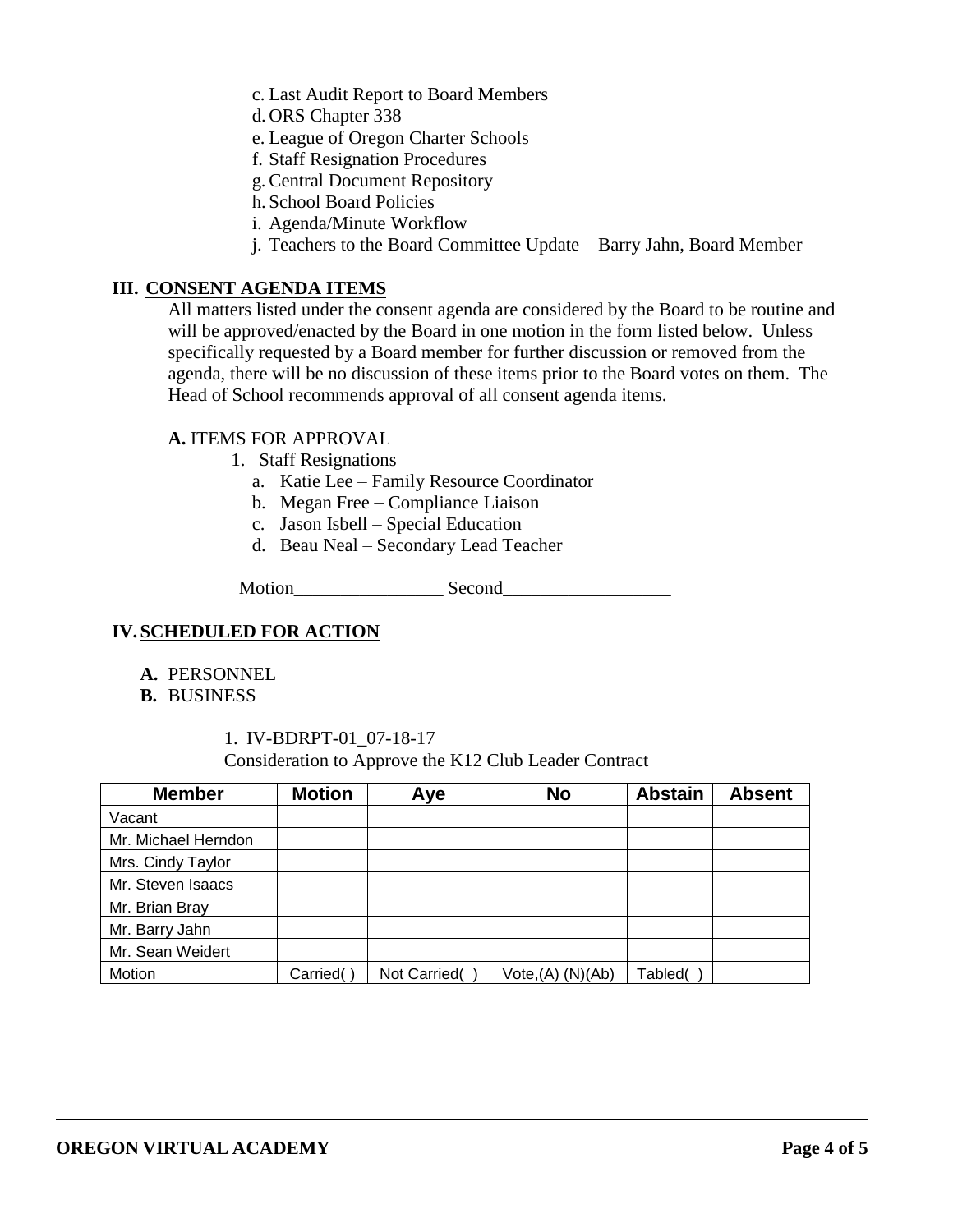c. Last Audit Report to Board Members
d. ORS Chapter 338
e. League of Oregon Charter Schools
f. Staff Resignation Procedures
g. Central Document Repository
h. School Board Policies
i. Agenda/Minute Workflow
j. Teachers to the Board Committee Update – Barry Jahn, Board Member

## III. CONSENT AGENDA ITEMS

All matters listed under the consent agenda are considered by the Board to be routine and will be approved/enacted by the Board in one motion in the form listed below. Unless specifically requested by a Board member for further discussion or removed from the agenda, there will be no discussion of these items prior to the Board votes on them. The Head of School recommends approval of all consent agenda items.

**A.** ITEMS FOR APPROVAL

1. Staff Resignations
   a. Katie Lee – Family Resource Coordinator
   b. Megan Free – Compliance Liaison
   c. Jason Isbell – Special Education
   d. Beau Neal – Secondary Lead Teacher

Motion________________ Second__________________

## IV. SCHEDULED FOR ACTION

**A.** PERSONNEL
**B.** BUSINESS

1. IV-BDRPT-01_07-18-17
Consideration to Approve the K12 Club Leader Contract

| Member | Motion | Aye | No | Abstain | Absent |
|---|---|---|---|---|---|
| Vacant | | | | | |
| Mr. Michael Herndon | | | | | |
| Mrs. Cindy Taylor | | | | | |
| Mr. Steven Isaacs | | | | | |
| Mr. Brian Bray | | | | | |
| Mr. Barry Jahn | | | | | |
| Mr. Sean Weidert | | | | | |
| Motion | Carried( ) | Not Carried( ) | Vote,(A) (N)(Ab) | Tabled( ) | |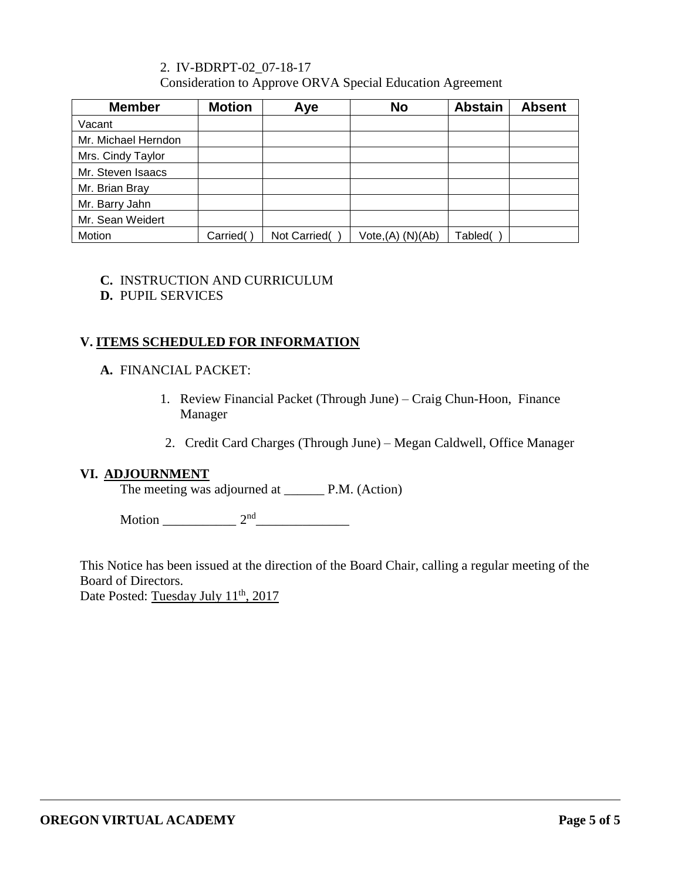2. IV-BDRPT-02_07-18-17
Consideration to Approve ORVA Special Education Agreement

| Member | Motion | Aye | No | Abstain | Absent |
|---|---|---|---|---|---|
| Vacant | | | | | |
| Mr. Michael Herndon | | | | | |
| Mrs. Cindy Taylor | | | | | |
| Mr. Steven Isaacs | | | | | |
| Mr. Brian Bray | | | | | |
| Mr. Barry Jahn | | | | | |
| Mr. Sean Weidert | | | | | |
| Motion | Carried( ) | Not Carried( ) | Vote,(A) (N)(Ab) | Tabled( ) | |

**C.** INSTRUCTION AND CURRICULUM

**D.** PUPIL SERVICES

## V. ITEMS SCHEDULED FOR INFORMATION

**A.** FINANCIAL PACKET:

1. Review Financial Packet (Through June) – Craig Chun-Hoon, Finance Manager
2. Credit Card Charges (Through June) – Megan Caldwell, Office Manager

## VI. ADJOURNMENT

The meeting was adjourned at ______ P.M. (Action)

Motion ___________ 2nd______________

This Notice has been issued at the direction of the Board Chair, calling a regular meeting of the Board of Directors.
Date Posted: Tuesday July 11th, 2017